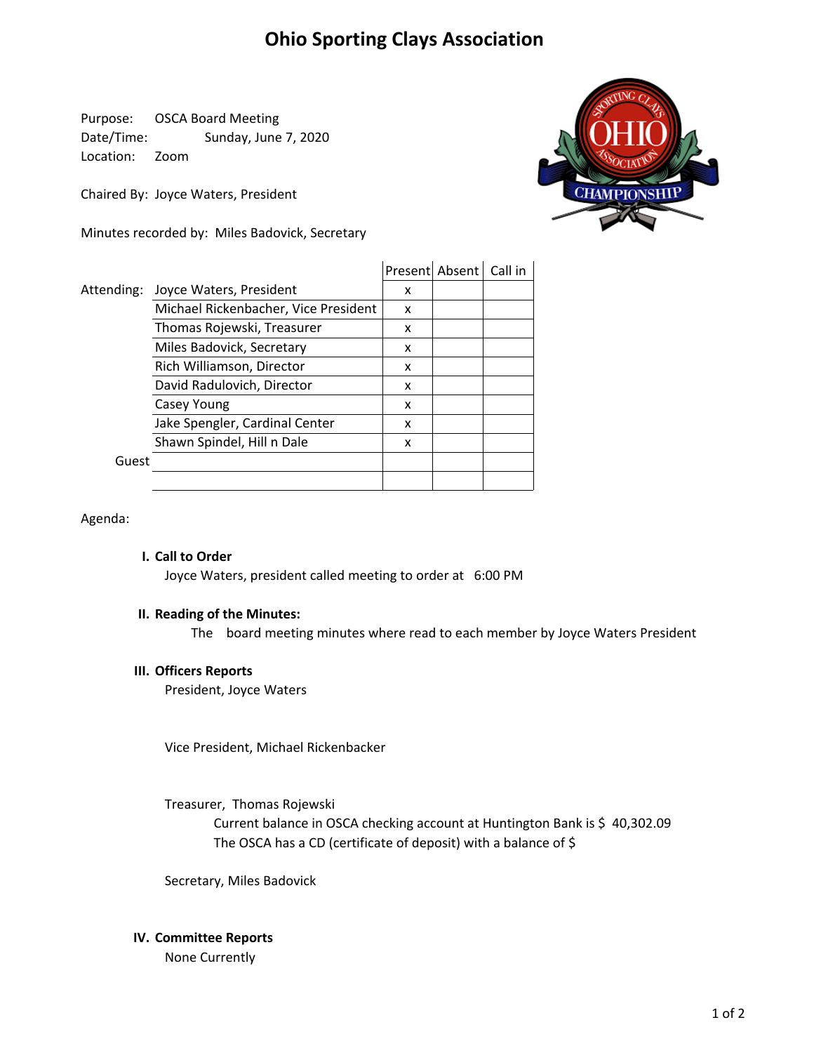# Ohio Sporting Clays Association

Purpose: OSCA Board Meeting
Date/Time: Sunday, June 7, 2020
Location: Zoom

Chaired By: Joyce Waters, President

Minutes recorded by: Miles Badovick, Secretary

| | | Present | Absent | Call in |
|---|---|---|---|---|
| Attending: | Joyce Waters, President | x | | |
| | Michael Rickenbacher, Vice President | x | | |
| | Thomas Rojewski, Treasurer | x | | |
| | Miles Badovick, Secretary | x | | |
| | Rich Williamson, Director | x | | |
| | David Radulovich, Director | x | | |
| | Casey Young | x | | |
| | Jake Spengler, Cardinal Center | x | | |
| | Shawn Spindel, Hill n Dale | x | | |
| Guest | | | | |
| | | | | |

Agenda:

**I. Call to Order**

Joyce Waters, president called meeting to order at 6:00 PM

**II. Reading of the Minutes:**

The board meeting minutes where read to each member by Joyce Waters President

**III. Officers Reports**

President, Joyce Waters

Vice President, Michael Rickenbacker

Treasurer, Thomas Rojewski

Current balance in OSCA checking account at Huntington Bank is $ 40,302.09

The OSCA has a CD (certificate of deposit) with a balance of $

Secretary, Miles Badovick

**IV. Committee Reports**

None Currently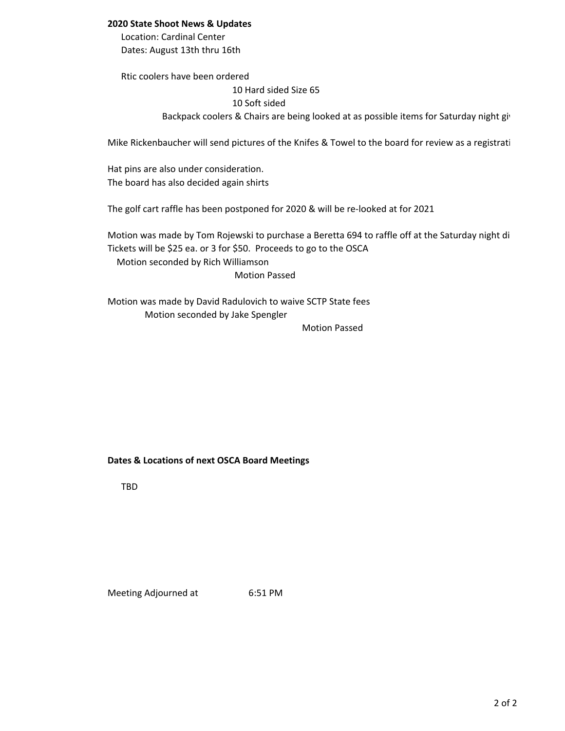**2020 State Shoot News & Updates**

Location: Cardinal Center
Dates: August 13th thru 16th

Rtic coolers have been ordered
10 Hard sided Size 65
10 Soft sided
Backpack coolers & Chairs are being looked at as possible items for Saturday night gi

Mike Rickenbaucher will send pictures of the Knifes & Towel to the board for review as a registrati

Hat pins are also under consideration.
The board has also decided again shirts

The golf cart raffle has been postponed for 2020 & will be re-looked at for 2021

Motion was made by Tom Rojewski to purchase a Beretta 694 to raffle off at the Saturday night di
Tickets will be $25 ea. or 3 for $50. Proceeds to go to the OSCA
Motion seconded by Rich Williamson
Motion Passed

Motion was made by David Radulovich to waive SCTP State fees
Motion seconded by Jake Spengler
Motion Passed

**Dates & Locations of next OSCA Board Meetings**

TBD

Meeting Adjourned at 6:51 PM